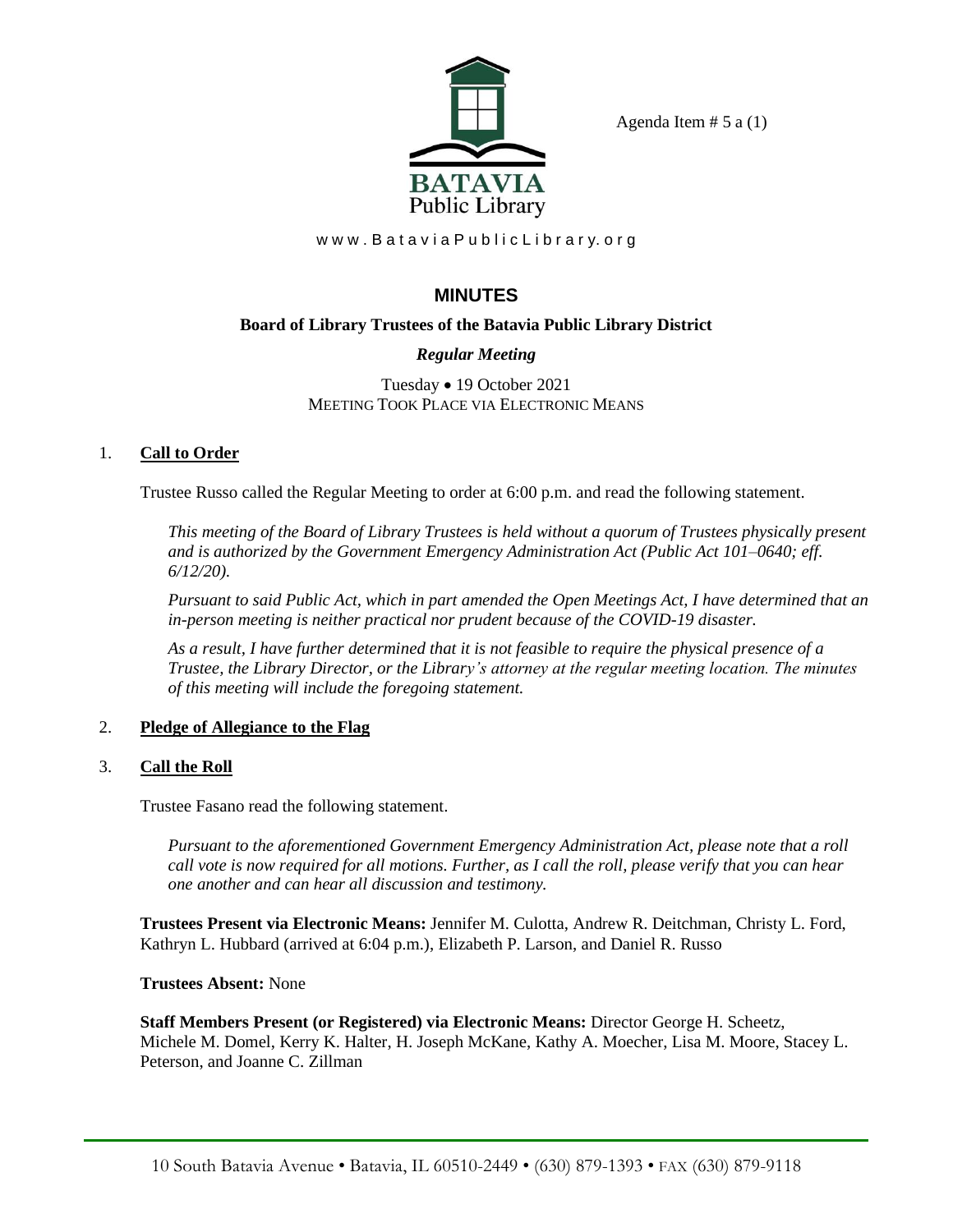Agenda Item # 5 a (1)

BATAVIA
Public Library

www.BataviaPublicLibrary.org

# MINUTES

## Board of Library Trustees of the Batavia Public Library District

### *Regular Meeting*

Tuesday • 19 October 2021
MEETING TOOK PLACE VIA ELECTRONIC MEANS

1. **Call to Order**

   Trustee Russo called the Regular Meeting to order at 6:00 p.m. and read the following statement.

   *This meeting of the Board of Library Trustees is held without a quorum of Trustees physically present and is authorized by the Government Emergency Administration Act (Public Act 101–0640; eff. 6/12/20).*

   *Pursuant to said Public Act, which in part amended the Open Meetings Act, I have determined that an in-person meeting is neither practical nor prudent because of the COVID-19 disaster.*

   *As a result, I have further determined that it is not feasible to require the physical presence of a Trustee, the Library Director, or the Library's attorney at the regular meeting location. The minutes of this meeting will include the foregoing statement.*

2. **Pledge of Allegiance to the Flag**

3. **Call the Roll**

   Trustee Fasano read the following statement.

   *Pursuant to the aforementioned Government Emergency Administration Act, please note that a roll call vote is now required for all motions. Further, as I call the roll, please verify that you can hear one another and can hear all discussion and testimony.*

   **Trustees Present via Electronic Means:** Jennifer M. Culotta, Andrew R. Deitchman, Christy L. Ford, Kathryn L. Hubbard (arrived at 6:04 p.m.), Elizabeth P. Larson, and Daniel R. Russo

   **Trustees Absent:** None

   **Staff Members Present (or Registered) via Electronic Means:** Director George H. Scheetz, Michele M. Domel, Kerry K. Halter, H. Joseph McKane, Kathy A. Moecher, Lisa M. Moore, Stacey L. Peterson, and Joanne C. Zillman

10 South Batavia Avenue • Batavia, IL 60510-2449 • (630) 879-1393 • FAX (630) 879-9118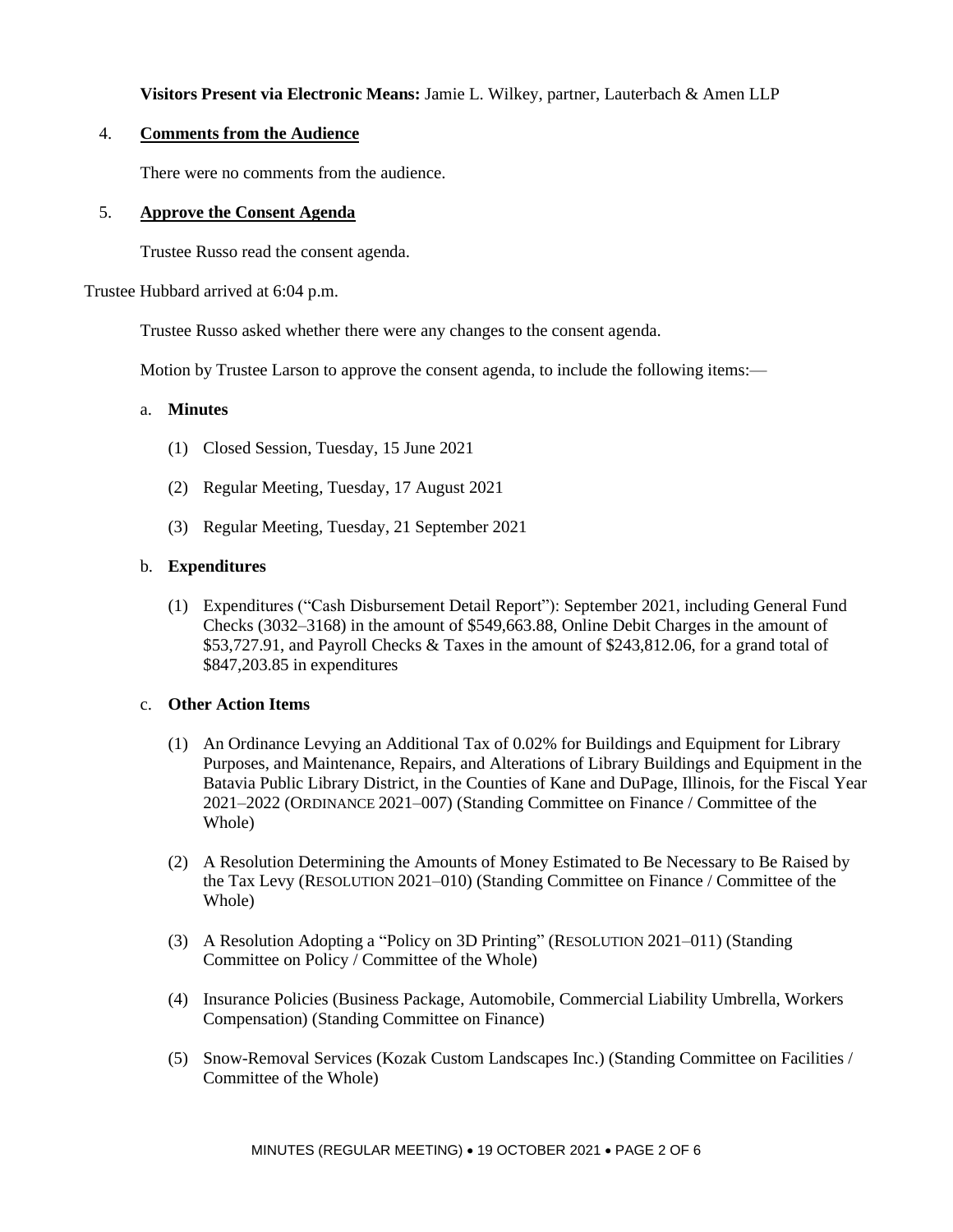**Visitors Present via Electronic Means:** Jamie L. Wilkey, partner, Lauterbach & Amen LLP

4. **Comments from the Audience**

   There were no comments from the audience.

5. **Approve the Consent Agenda**

   Trustee Russo read the consent agenda.

Trustee Hubbard arrived at 6:04 p.m.

Trustee Russo asked whether there were any changes to the consent agenda.

Motion by Trustee Larson to approve the consent agenda, to include the following items:—

a. **Minutes**

   (1) Closed Session, Tuesday, 15 June 2021

   (2) Regular Meeting, Tuesday, 17 August 2021

   (3) Regular Meeting, Tuesday, 21 September 2021

b. **Expenditures**

   (1) Expenditures ("Cash Disbursement Detail Report"): September 2021, including General Fund Checks (3032–3168) in the amount of $549,663.88, Online Debit Charges in the amount of $53,727.91, and Payroll Checks & Taxes in the amount of $243,812.06, for a grand total of $847,203.85 in expenditures

c. **Other Action Items**

   (1) An Ordinance Levying an Additional Tax of 0.02% for Buildings and Equipment for Library Purposes, and Maintenance, Repairs, and Alterations of Library Buildings and Equipment in the Batavia Public Library District, in the Counties of Kane and DuPage, Illinois, for the Fiscal Year 2021–2022 (ORDINANCE 2021–007) (Standing Committee on Finance / Committee of the Whole)

   (2) A Resolution Determining the Amounts of Money Estimated to Be Necessary to Be Raised by the Tax Levy (RESOLUTION 2021–010) (Standing Committee on Finance / Committee of the Whole)

   (3) A Resolution Adopting a "Policy on 3D Printing" (RESOLUTION 2021–011) (Standing Committee on Policy / Committee of the Whole)

   (4) Insurance Policies (Business Package, Automobile, Commercial Liability Umbrella, Workers Compensation) (Standing Committee on Finance)

   (5) Snow-Removal Services (Kozak Custom Landscapes Inc.) (Standing Committee on Facilities / Committee of the Whole)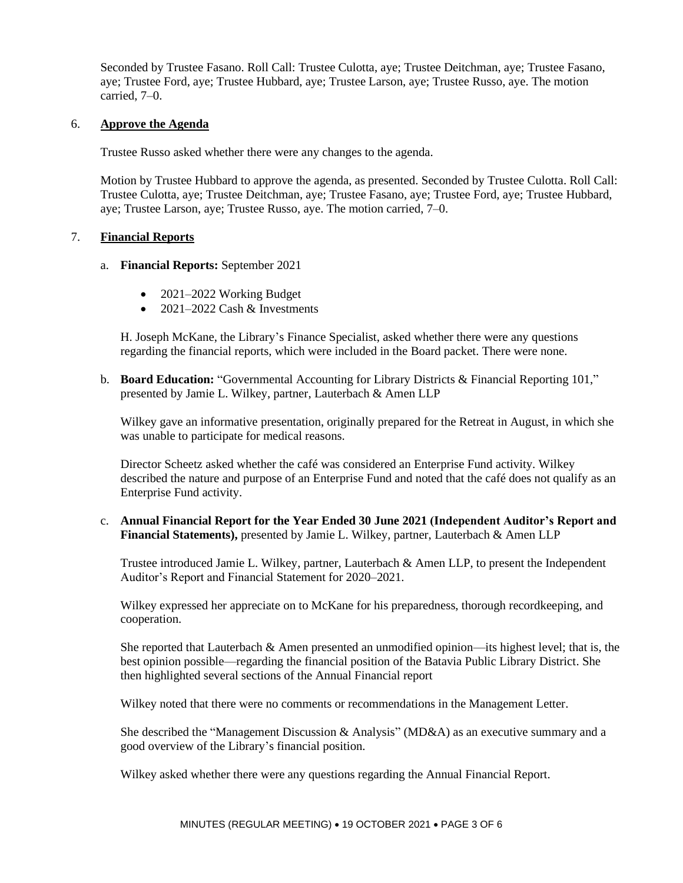Seconded by Trustee Fasano. Roll Call: Trustee Culotta, aye; Trustee Deitchman, aye; Trustee Fasano, aye; Trustee Ford, aye; Trustee Hubbard, aye; Trustee Larson, aye; Trustee Russo, aye. The motion carried, 7–0.

6. **Approve the Agenda**

   Trustee Russo asked whether there were any changes to the agenda.

   Motion by Trustee Hubbard to approve the agenda, as presented. Seconded by Trustee Culotta. Roll Call: Trustee Culotta, aye; Trustee Deitchman, aye; Trustee Fasano, aye; Trustee Ford, aye; Trustee Hubbard, aye; Trustee Larson, aye; Trustee Russo, aye. The motion carried, 7–0.

7. **Financial Reports**

   a. **Financial Reports:** September 2021

   - 2021–2022 Working Budget
   - 2021–2022 Cash & Investments

   H. Joseph McKane, the Library's Finance Specialist, asked whether there were any questions regarding the financial reports, which were included in the Board packet. There were none.

   b. **Board Education:** "Governmental Accounting for Library Districts & Financial Reporting 101," presented by Jamie L. Wilkey, partner, Lauterbach & Amen LLP

   Wilkey gave an informative presentation, originally prepared for the Retreat in August, in which she was unable to participate for medical reasons.

   Director Scheetz asked whether the café was considered an Enterprise Fund activity. Wilkey described the nature and purpose of an Enterprise Fund and noted that the café does not qualify as an Enterprise Fund activity.

   c. **Annual Financial Report for the Year Ended 30 June 2021 (Independent Auditor's Report and Financial Statements),** presented by Jamie L. Wilkey, partner, Lauterbach & Amen LLP

   Trustee introduced Jamie L. Wilkey, partner, Lauterbach & Amen LLP, to present the Independent Auditor's Report and Financial Statement for 2020–2021.

   Wilkey expressed her appreciate on to McKane for his preparedness, thorough recordkeeping, and cooperation.

   She reported that Lauterbach & Amen presented an unmodified opinion—its highest level; that is, the best opinion possible—regarding the financial position of the Batavia Public Library District. She then highlighted several sections of the Annual Financial report

   Wilkey noted that there were no comments or recommendations in the Management Letter.

   She described the "Management Discussion & Analysis" (MD&A) as an executive summary and a good overview of the Library's financial position.

   Wilkey asked whether there were any questions regarding the Annual Financial Report.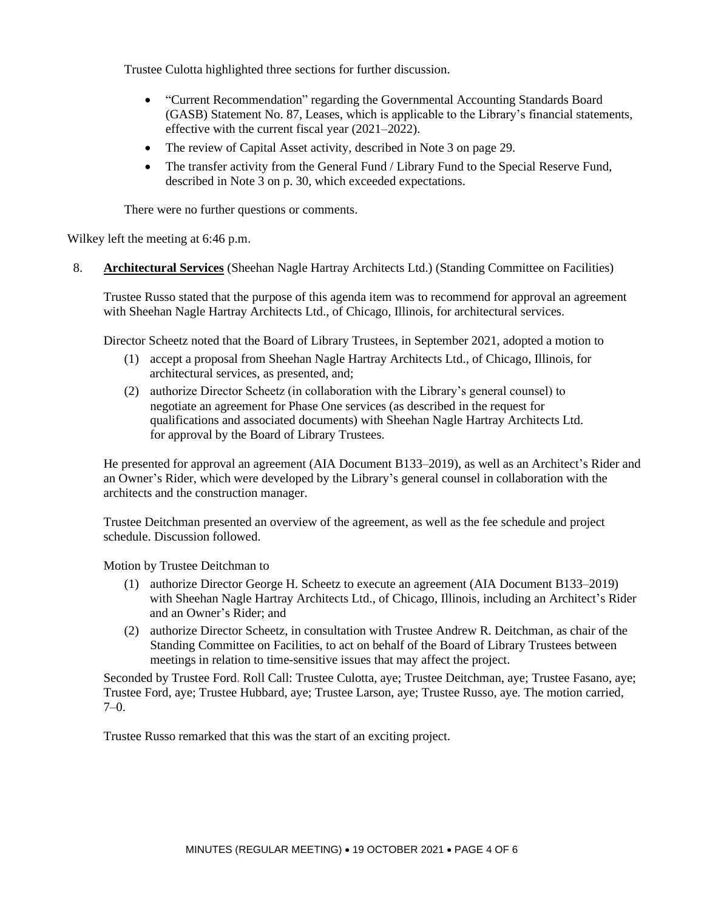Trustee Culotta highlighted three sections for further discussion.

- "Current Recommendation" regarding the Governmental Accounting Standards Board (GASB) Statement No. 87, Leases, which is applicable to the Library's financial statements, effective with the current fiscal year (2021–2022).
- The review of Capital Asset activity, described in Note 3 on page 29.
- The transfer activity from the General Fund / Library Fund to the Special Reserve Fund, described in Note 3 on p. 30, which exceeded expectations.

There were no further questions or comments.

Wilkey left the meeting at 6:46 p.m.

8. **Architectural Services** (Sheehan Nagle Hartray Architects Ltd.) (Standing Committee on Facilities)

Trustee Russo stated that the purpose of this agenda item was to recommend for approval an agreement with Sheehan Nagle Hartray Architects Ltd., of Chicago, Illinois, for architectural services.

Director Scheetz noted that the Board of Library Trustees, in September 2021, adopted a motion to

(1) accept a proposal from Sheehan Nagle Hartray Architects Ltd., of Chicago, Illinois, for architectural services, as presented, and;
(2) authorize Director Scheetz (in collaboration with the Library's general counsel) to negotiate an agreement for Phase One services (as described in the request for qualifications and associated documents) with Sheehan Nagle Hartray Architects Ltd. for approval by the Board of Library Trustees.

He presented for approval an agreement (AIA Document B133–2019), as well as an Architect's Rider and an Owner's Rider, which were developed by the Library's general counsel in collaboration with the architects and the construction manager.

Trustee Deitchman presented an overview of the agreement, as well as the fee schedule and project schedule. Discussion followed.

Motion by Trustee Deitchman to

(1) authorize Director George H. Scheetz to execute an agreement (AIA Document B133–2019) with Sheehan Nagle Hartray Architects Ltd., of Chicago, Illinois, including an Architect's Rider and an Owner's Rider; and
(2) authorize Director Scheetz, in consultation with Trustee Andrew R. Deitchman, as chair of the Standing Committee on Facilities, to act on behalf of the Board of Library Trustees between meetings in relation to time-sensitive issues that may affect the project.

Seconded by Trustee Ford. Roll Call: Trustee Culotta, aye; Trustee Deitchman, aye; Trustee Fasano, aye; Trustee Ford, aye; Trustee Hubbard, aye; Trustee Larson, aye; Trustee Russo, aye. The motion carried, 7–0.

Trustee Russo remarked that this was the start of an exciting project.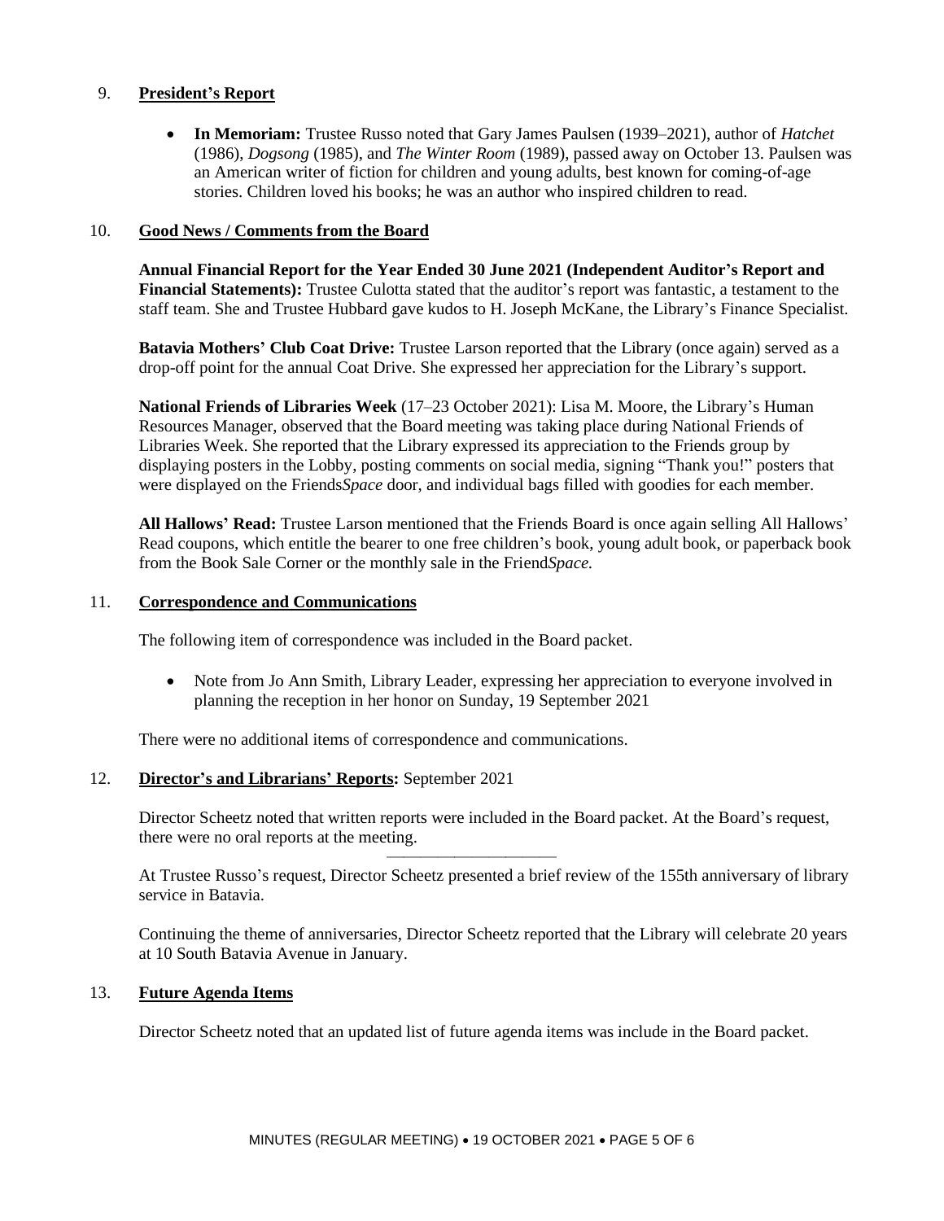9. **President's Report**

- **In Memoriam:** Trustee Russo noted that Gary James Paulsen (1939–2021), author of *Hatchet* (1986), *Dogsong* (1985), and *The Winter Room* (1989), passed away on October 13. Paulsen was an American writer of fiction for children and young adults, best known for coming-of-age stories. Children loved his books; he was an author who inspired children to read.

10. **Good News / Comments from the Board**

**Annual Financial Report for the Year Ended 30 June 2021 (Independent Auditor's Report and Financial Statements):** Trustee Culotta stated that the auditor's report was fantastic, a testament to the staff team. She and Trustee Hubbard gave kudos to H. Joseph McKane, the Library's Finance Specialist.

**Batavia Mothers' Club Coat Drive:** Trustee Larson reported that the Library (once again) served as a drop-off point for the annual Coat Drive. She expressed her appreciation for the Library's support.

**National Friends of Libraries Week** (17–23 October 2021): Lisa M. Moore, the Library's Human Resources Manager, observed that the Board meeting was taking place during National Friends of Libraries Week. She reported that the Library expressed its appreciation to the Friends group by displaying posters in the Lobby, posting comments on social media, signing "Thank you!" posters that were displayed on the Friends*Space* door, and individual bags filled with goodies for each member.

**All Hallows' Read:** Trustee Larson mentioned that the Friends Board is once again selling All Hallows' Read coupons, which entitle the bearer to one free children's book, young adult book, or paperback book from the Book Sale Corner or the monthly sale in the Friend*Space.*

11. **Correspondence and Communications**

The following item of correspondence was included in the Board packet.

- Note from Jo Ann Smith, Library Leader, expressing her appreciation to everyone involved in planning the reception in her honor on Sunday, 19 September 2021

There were no additional items of correspondence and communications.

12. **Director's and Librarians' Reports:** September 2021

Director Scheetz noted that written reports were included in the Board packet. At the Board's request, there were no oral reports at the meeting.

---

At Trustee Russo's request, Director Scheetz presented a brief review of the 155th anniversary of library service in Batavia.

Continuing the theme of anniversaries, Director Scheetz reported that the Library will celebrate 20 years at 10 South Batavia Avenue in January.

13. **Future Agenda Items**

Director Scheetz noted that an updated list of future agenda items was include in the Board packet.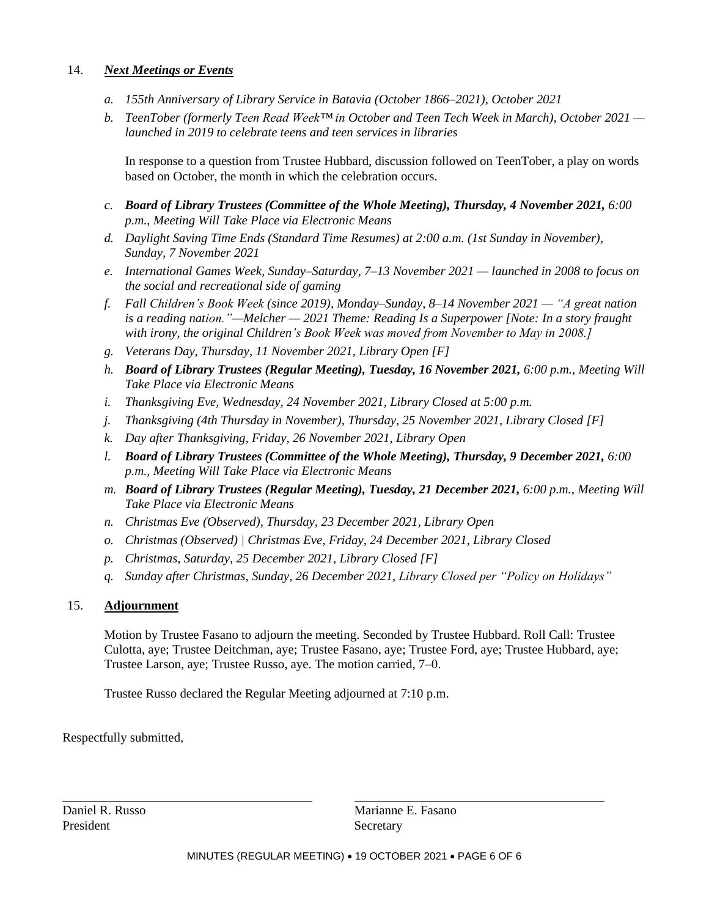14. ***Next Meetings or Events***

   *a. 155th Anniversary of Library Service in Batavia (October 1866–2021), October 2021*

   *b. TeenTober (formerly Teen Read Week™ in October and Teen Tech Week in March), October 2021 — launched in 2019 to celebrate teens and teen services in libraries*

   In response to a question from Trustee Hubbard, discussion followed on TeenTober, a play on words based on October, the month in which the celebration occurs.

   *c. **Board of Library Trustees (Committee of the Whole Meeting), Thursday, 4 November 2021,** 6:00 p.m., Meeting Will Take Place via Electronic Means*

   *d. Daylight Saving Time Ends (Standard Time Resumes) at 2:00 a.m. (1st Sunday in November), Sunday, 7 November 2021*

   *e. International Games Week, Sunday–Saturday, 7–13 November 2021 — launched in 2008 to focus on the social and recreational side of gaming*

   *f. Fall Children's Book Week (since 2019), Monday–Sunday, 8–14 November 2021 — "A great nation is a reading nation."—Melcher — 2021 Theme: Reading Is a Superpower [Note: In a story fraught with irony, the original Children's Book Week was moved from November to May in 2008.]*

   *g. Veterans Day, Thursday, 11 November 2021, Library Open [F]*

   *h. **Board of Library Trustees (Regular Meeting), Tuesday, 16 November 2021,** 6:00 p.m., Meeting Will Take Place via Electronic Means*

   *i. Thanksgiving Eve, Wednesday, 24 November 2021, Library Closed at 5:00 p.m.*

   *j. Thanksgiving (4th Thursday in November), Thursday, 25 November 2021, Library Closed [F]*

   *k. Day after Thanksgiving, Friday, 26 November 2021, Library Open*

   *l. **Board of Library Trustees (Committee of the Whole Meeting), Thursday, 9 December 2021,** 6:00 p.m., Meeting Will Take Place via Electronic Means*

   *m. **Board of Library Trustees (Regular Meeting), Tuesday, 21 December 2021,** 6:00 p.m., Meeting Will Take Place via Electronic Means*

   *n. Christmas Eve (Observed), Thursday, 23 December 2021, Library Open*

   *o. Christmas (Observed) | Christmas Eve, Friday, 24 December 2021, Library Closed*

   *p. Christmas, Saturday, 25 December 2021, Library Closed [F]*

   *q. Sunday after Christmas, Sunday, 26 December 2021, Library Closed per "Policy on Holidays"*

15. **Adjournment**

   Motion by Trustee Fasano to adjourn the meeting. Seconded by Trustee Hubbard. Roll Call: Trustee Culotta, aye; Trustee Deitchman, aye; Trustee Fasano, aye; Trustee Ford, aye; Trustee Hubbard, aye; Trustee Larson, aye; Trustee Russo, aye. The motion carried, 7–0.

   Trustee Russo declared the Regular Meeting adjourned at 7:10 p.m.

Respectfully submitted,

| | |
|---|---|
| Daniel R. Russo | Marianne E. Fasano |
| President | Secretary |